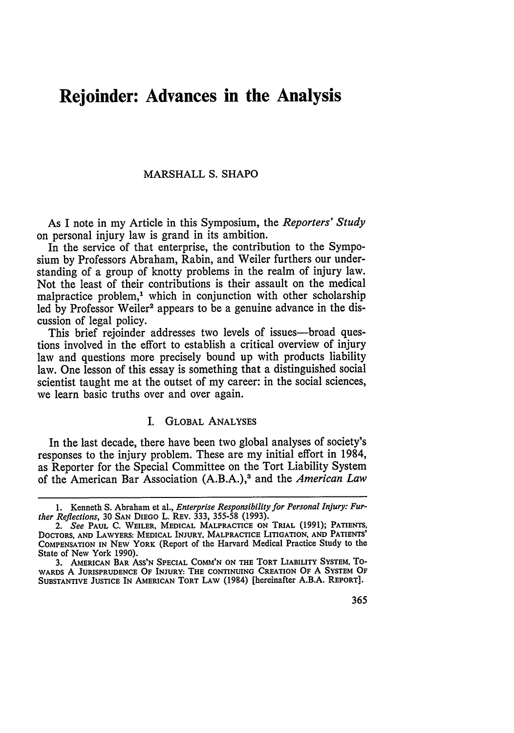# Rejoinder: Advances in the Analysis

MARSHALL S. SHAPO

As I note in my Article in this Symposium, the *Reporters' Study* on personal injury law is grand in its ambition.

In the service of that enterprise, the contribution to the Symposium by Professors Abraham, Rabin, and Weiler furthers our understanding of a group of knotty problems in the realm of injury law. Not the least of their contributions is their assault on the medical malpractice problem,[1] which in conjunction with other scholarship led by Professor Weiler[2] appears to be a genuine advance in the discussion of legal policy.

This brief rejoinder addresses two levels of issues—broad questions involved in the effort to establish a critical overview of injury law and questions more precisely bound up with products liability law. One lesson of this essay is something that a distinguished social scientist taught me at the outset of my career: in the social sciences, we learn basic truths over and over again.

## I. GLOBAL ANALYSES

In the last decade, there have been two global analyses of society's responses to the injury problem. These are my initial effort in 1984, as Reporter for the Special Committee on the Tort Liability System of the American Bar Association (A.B.A.),[3] and the *American Law*

---

1. Kenneth S. Abraham et al., *Enterprise Responsibility for Personal Injury: Further Reflections*, 30 SAN DIEGO L. REV. 333, 355-58 (1993).

2. *See* PAUL C. WEILER, MEDICAL MALPRACTICE ON TRIAL (1991); PATIENTS, DOCTORS, AND LAWYERS: MEDICAL INJURY, MALPRACTICE LITIGATION, AND PATIENTS' COMPENSATION IN NEW YORK (Report of the Harvard Medical Practice Study to the State of New York 1990).

3. AMERICAN BAR ASS'N SPECIAL COMM'N ON THE TORT LIABILITY SYSTEM, TOWARDS A JURISPRUDENCE OF INJURY: THE CONTINUING CREATION OF A SYSTEM OF SUBSTANTIVE JUSTICE IN AMERICAN TORT LAW (1984) [hereinafter A.B.A. REPORT].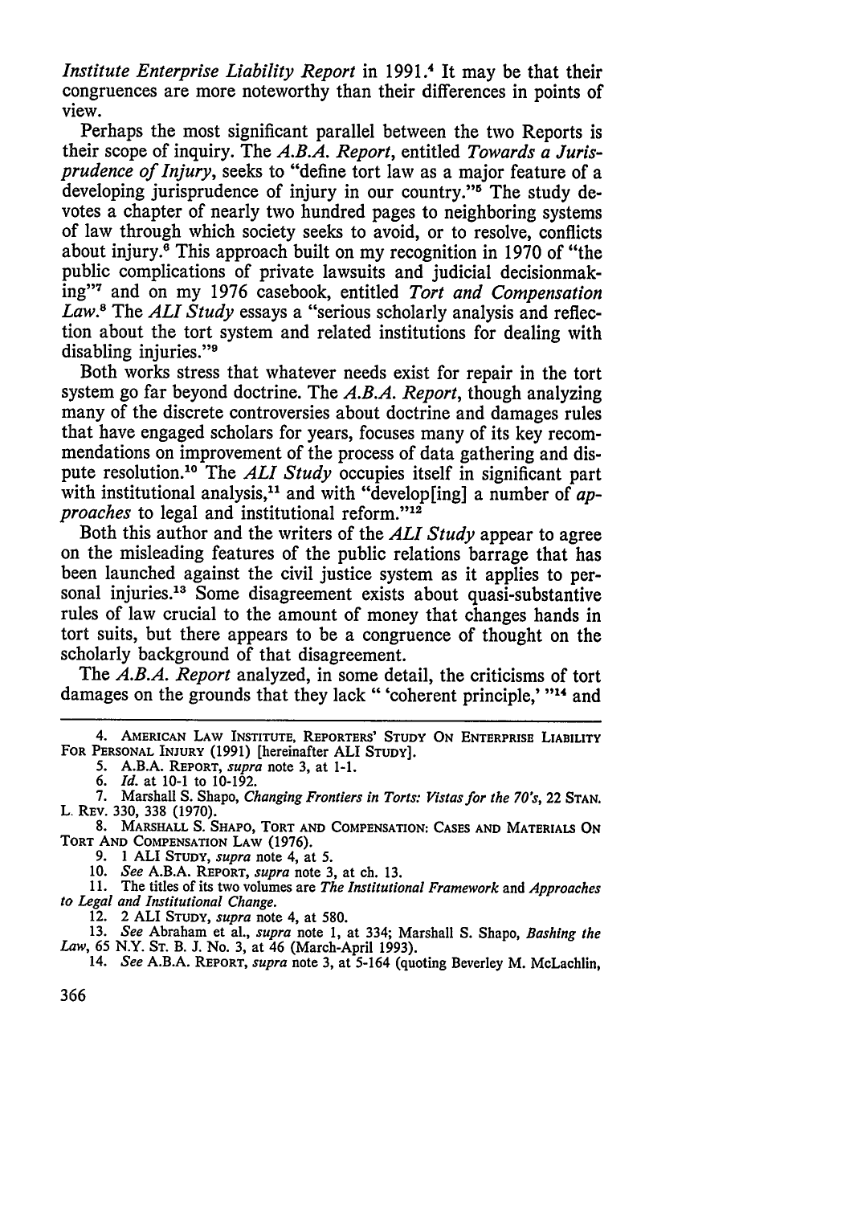*Institute Enterprise Liability Report* in 1991.[4] It may be that their congruences are more noteworthy than their differences in points of view.

Perhaps the most significant parallel between the two Reports is their scope of inquiry. The *A.B.A. Report*, entitled *Towards a Jurisprudence of Injury*, seeks to "define tort law as a major feature of a developing jurisprudence of injury in our country."[5] The study devotes a chapter of nearly two hundred pages to neighboring systems of law through which society seeks to avoid, or to resolve, conflicts about injury.[6] This approach built on my recognition in 1970 of "the public complications of private lawsuits and judicial decisionmaking"[7] and on my 1976 casebook, entitled *Tort and Compensation Law*.[8] The *ALI Study* essays a "serious scholarly analysis and reflection about the tort system and related institutions for dealing with disabling injuries."[9]

Both works stress that whatever needs exist for repair in the tort system go far beyond doctrine. The *A.B.A. Report*, though analyzing many of the discrete controversies about doctrine and damages rules that have engaged scholars for years, focuses many of its key recommendations on improvement of the process of data gathering and dispute resolution.[10] The *ALI Study* occupies itself in significant part with institutional analysis,[11] and with "develop[ing] a number of *approaches* to legal and institutional reform."[12]

Both this author and the writers of the *ALI Study* appear to agree on the misleading features of the public relations barrage that has been launched against the civil justice system as it applies to personal injuries.[13] Some disagreement exists about quasi-substantive rules of law crucial to the amount of money that changes hands in tort suits, but there appears to be a congruence of thought on the scholarly background of that disagreement.

The *A.B.A. Report* analyzed, in some detail, the criticisms of tort damages on the grounds that they lack " 'coherent principle,' "[14] and

---

4. AMERICAN LAW INSTITUTE, REPORTERS' STUDY ON ENTERPRISE LIABILITY FOR PERSONAL INJURY (1991) [hereinafter ALI STUDY].

5. A.B.A. REPORT, *supra* note 3, at 1-1.

6. *Id.* at 10-1 to 10-192.

7. Marshall S. Shapo, *Changing Frontiers in Torts: Vistas for the 70's*, 22 STAN. L. REV. 330, 338 (1970).

8. MARSHALL S. SHAPO, TORT AND COMPENSATION: CASES AND MATERIALS ON TORT AND COMPENSATION LAW (1976).

9. 1 ALI STUDY, *supra* note 4, at 5.

10. *See* A.B.A. REPORT, *supra* note 3, at ch. 13.

11. The titles of its two volumes are *The Institutional Framework* and *Approaches to Legal and Institutional Change.*

12. 2 ALI STUDY, *supra* note 4, at 580.

13. *See* Abraham et al., *supra* note 1, at 334; Marshall S. Shapo, *Bashing the Law*, 65 N.Y. ST. B. J. No. 3, at 46 (March-April 1993).

14. *See* A.B.A. REPORT, *supra* note 3, at 5-164 (quoting Beverley M. McLachlin,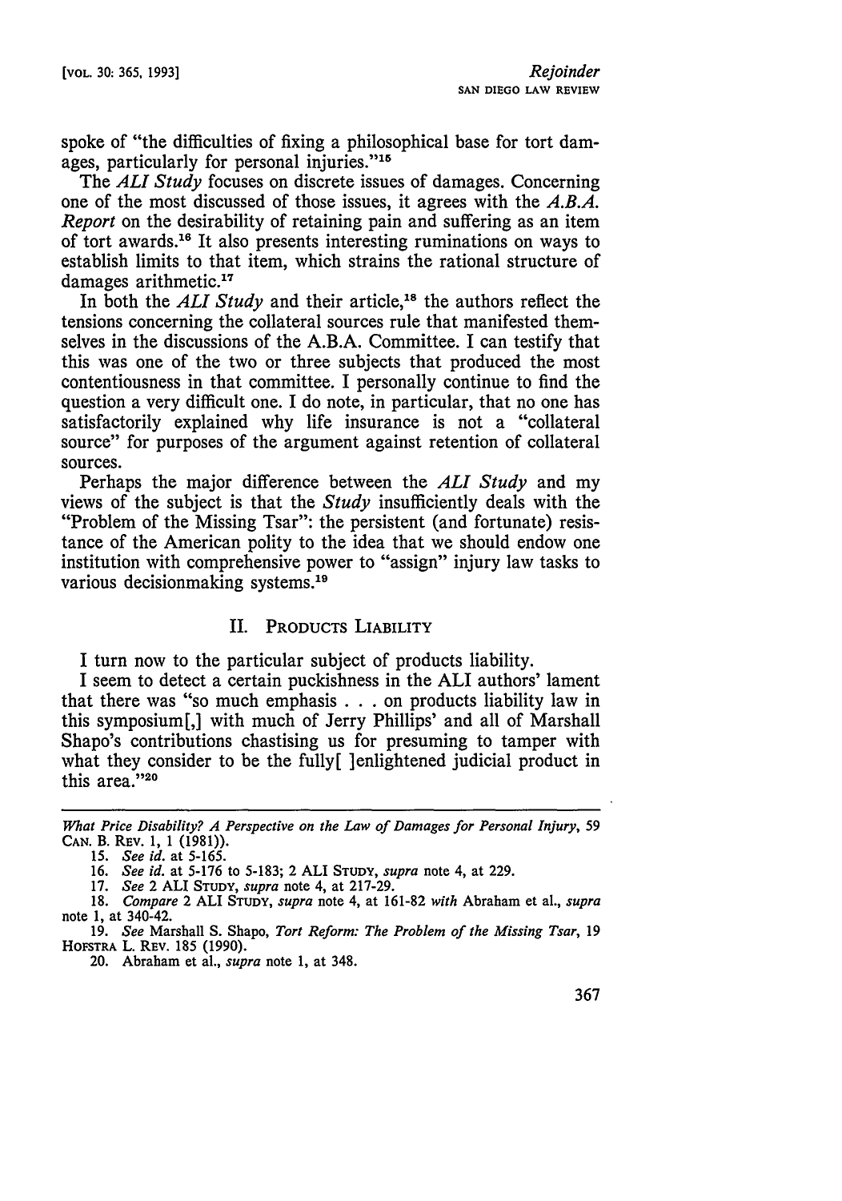spoke of "the difficulties of fixing a philosophical base for tort damages, particularly for personal injuries."[15]

The *ALI Study* focuses on discrete issues of damages. Concerning one of the most discussed of those issues, it agrees with the *A.B.A. Report* on the desirability of retaining pain and suffering as an item of tort awards.[16] It also presents interesting ruminations on ways to establish limits to that item, which strains the rational structure of damages arithmetic.[17]

In both the *ALI Study* and their article,[18] the authors reflect the tensions concerning the collateral sources rule that manifested themselves in the discussions of the A.B.A. Committee. I can testify that this was one of the two or three subjects that produced the most contentiousness in that committee. I personally continue to find the question a very difficult one. I do note, in particular, that no one has satisfactorily explained why life insurance is not a "collateral source" for purposes of the argument against retention of collateral sources.

Perhaps the major difference between the *ALI Study* and my views of the subject is that the *Study* insufficiently deals with the "Problem of the Missing Tsar": the persistent (and fortunate) resistance of the American polity to the idea that we should endow one institution with comprehensive power to "assign" injury law tasks to various decisionmaking systems.[19]

## II. Products Liability

I turn now to the particular subject of products liability.

I seem to detect a certain puckishness in the ALI authors' lament that there was "so much emphasis . . . on products liability law in this symposium[,] with much of Jerry Phillips' and all of Marshall Shapo's contributions chastising us for presuming to tamper with what they consider to be the fully[ ]enlightened judicial product in this area."[20]

---

*What Price Disability? A Perspective on the Law of Damages for Personal Injury*, 59 Can. B. Rev. 1, 1 (1981)).

15. *See id.* at 5-165.

16. *See id.* at 5-176 to 5-183; 2 ALI Study, *supra* note 4, at 229.

17. *See* 2 ALI Study, *supra* note 4, at 217-29.

18. *Compare* 2 ALI Study, *supra* note 4, at 161-82 *with* Abraham et al., *supra* note 1, at 340-42.

19. *See* Marshall S. Shapo, *Tort Reform: The Problem of the Missing Tsar*, 19 Hofstra L. Rev. 185 (1990).

20. Abraham et al., *supra* note 1, at 348.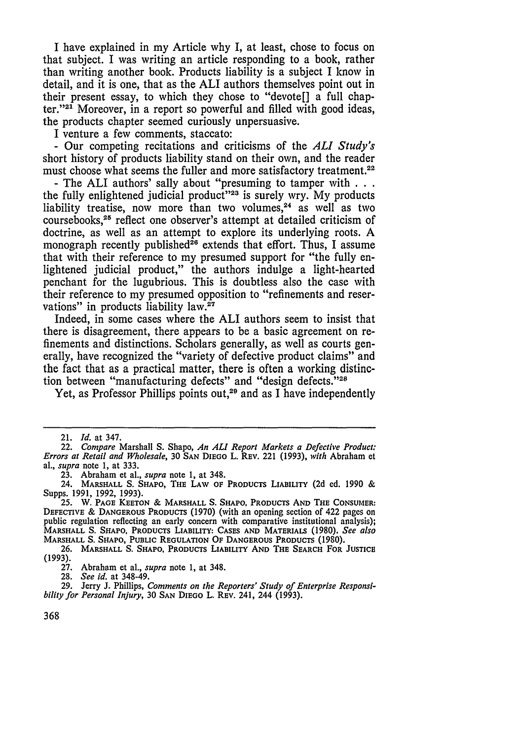I have explained in my Article why I, at least, chose to focus on that subject. I was writing an article responding to a book, rather than writing another book. Products liability is a subject I know in detail, and it is one, that as the ALI authors themselves point out in their present essay, to which they chose to "devote[] a full chapter."[21] Moreover, in a report so powerful and filled with good ideas, the products chapter seemed curiously unpersuasive.

I venture a few comments, staccato:

- Our competing recitations and criticisms of the *ALI Study's* short history of products liability stand on their own, and the reader must choose what seems the fuller and more satisfactory treatment.[22]

- The ALI authors' sally about "presuming to tamper with . . . the fully enlightened judicial product"[23] is surely wry. My products liability treatise, now more than two volumes,[24] as well as two coursebooks,[25] reflect one observer's attempt at detailed criticism of doctrine, as well as an attempt to explore its underlying roots. A monograph recently published[26] extends that effort. Thus, I assume that with their reference to my presumed support for "the fully enlightened judicial product," the authors indulge a light-hearted penchant for the lugubrious. This is doubtless also the case with their reference to my presumed opposition to "refinements and reservations" in products liability law.[27]

Indeed, in some cases where the ALI authors seem to insist that there is disagreement, there appears to be a basic agreement on refinements and distinctions. Scholars generally, as well as courts generally, have recognized the "variety of defective product claims" and the fact that as a practical matter, there is often a working distinction between "manufacturing defects" and "design defects."[28]

Yet, as Professor Phillips points out,[29] and as I have independently

---

21. *Id.* at 347.

22. *Compare* Marshall S. Shapo, *An ALI Report Markets a Defective Product: Errors at Retail and Wholesale*, 30 SAN DIEGO L. REV. 221 (1993), *with* Abraham et al., *supra* note 1, at 333.

23. Abraham et al., *supra* note 1, at 348.

24. MARSHALL S. SHAPO, THE LAW OF PRODUCTS LIABILITY (2d ed. 1990 & Supps. 1991, 1992, 1993).

25. W. PAGE KEETON & MARSHALL S. SHAPO, PRODUCTS AND THE CONSUMER: DEFECTIVE & DANGEROUS PRODUCTS (1970) (with an opening section of 422 pages on public regulation reflecting an early concern with comparative institutional analysis); MARSHALL S. SHAPO, PRODUCTS LIABILITY: CASES AND MATERIALS (1980). *See also* MARSHALL S. SHAPO, PUBLIC REGULATION OF DANGEROUS PRODUCTS (1980).

26. MARSHALL S. SHAPO, PRODUCTS LIABILITY AND THE SEARCH FOR JUSTICE (1993).

27. Abraham et al., *supra* note 1, at 348.

28. *See id.* at 348-49.

29. Jerry J. Phillips, *Comments on the Reporters' Study of Enterprise Responsibility for Personal Injury*, 30 SAN DIEGO L. REV. 241, 244 (1993).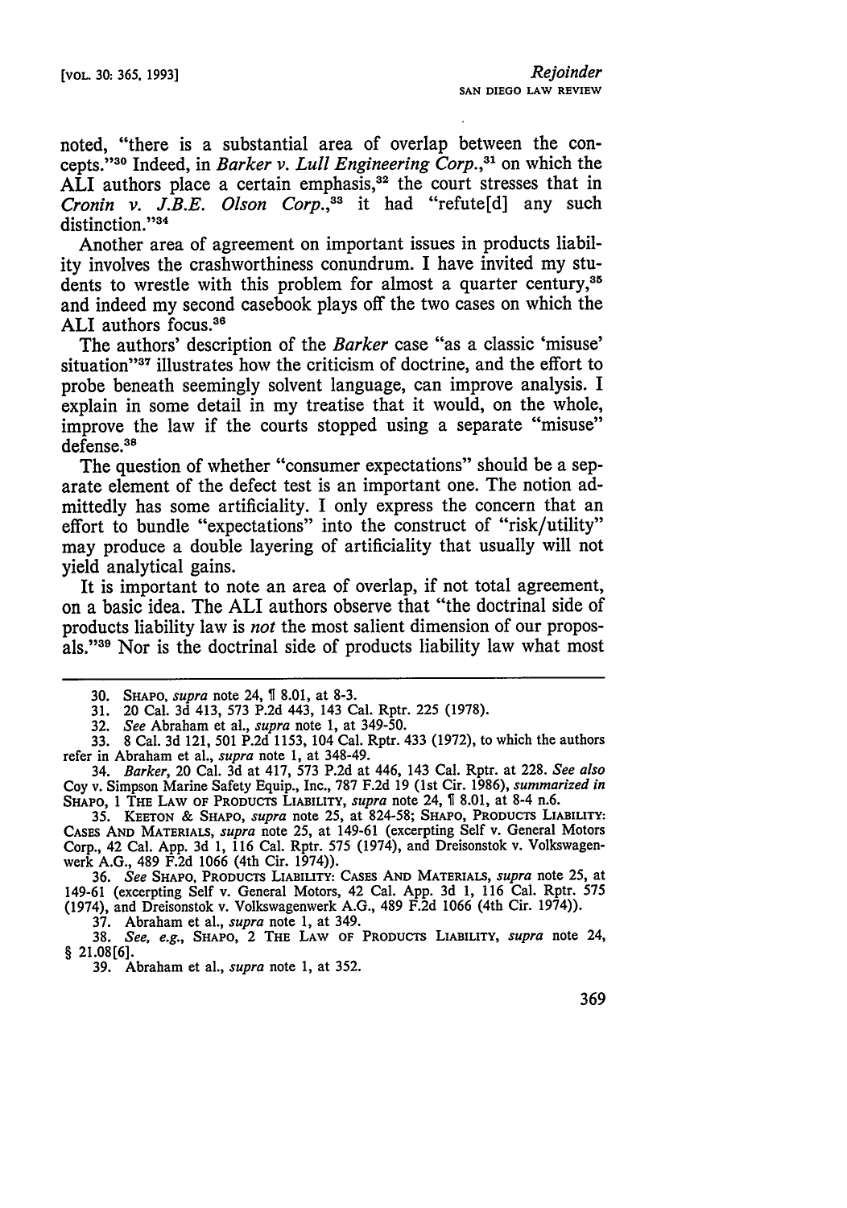noted, "there is a substantial area of overlap between the concepts."[30] Indeed, in *Barker v. Lull Engineering Corp.*,[31] on which the ALI authors place a certain emphasis,[32] the court stresses that in *Cronin v. J.B.E. Olson Corp.*,[33] it had "refute[d] any such distinction."[34]

Another area of agreement on important issues in products liability involves the crashworthiness conundrum. I have invited my students to wrestle with this problem for almost a quarter century,[35] and indeed my second casebook plays off the two cases on which the ALI authors focus.[36]

The authors' description of the *Barker* case "as a classic 'misuse' situation"[37] illustrates how the criticism of doctrine, and the effort to probe beneath seemingly solvent language, can improve analysis. I explain in some detail in my treatise that it would, on the whole, improve the law if the courts stopped using a separate "misuse" defense.[38]

The question of whether "consumer expectations" should be a separate element of the defect test is an important one. The notion admittedly has some artificiality. I only express the concern that an effort to bundle "expectations" into the construct of "risk/utility" may produce a double layering of artificiality that usually will not yield analytical gains.

It is important to note an area of overlap, if not total agreement, on a basic idea. The ALI authors observe that "the doctrinal side of products liability law is *not* the most salient dimension of our proposals."[39] Nor is the doctrinal side of products liability law what most

---

30. SHAPO, *supra* note 24, ¶ 8.01, at 8-3.

31. 20 Cal. 3d 413, 573 P.2d 443, 143 Cal. Rptr. 225 (1978).

32. *See* Abraham et al., *supra* note 1, at 349-50.

33. 8 Cal. 3d 121, 501 P.2d 1153, 104 Cal. Rptr. 433 (1972), to which the authors refer in Abraham et al., *supra* note 1, at 348-49.

34. *Barker*, 20 Cal. 3d at 417, 573 P.2d at 446, 143 Cal. Rptr. at 228. *See also* Coy v. Simpson Marine Safety Equip., Inc., 787 F.2d 19 (1st Cir. 1986), *summarized in* SHAPO, 1 THE LAW OF PRODUCTS LIABILITY, *supra* note 24, ¶ 8.01, at 8-4 n.6.

35. KEETON & SHAPO, *supra* note 25, at 824-58; SHAPO, PRODUCTS LIABILITY: CASES AND MATERIALS, *supra* note 25, at 149-61 (excerpting Self v. General Motors Corp., 42 Cal. App. 3d 1, 116 Cal. Rptr. 575 (1974), and Dreisonstok v. Volkswagenwerk A.G., 489 F.2d 1066 (4th Cir. 1974)).

36. *See* SHAPO, PRODUCTS LIABILITY: CASES AND MATERIALS, *supra* note 25, at 149-61 (excerpting Self v. General Motors, 42 Cal. App. 3d 1, 116 Cal. Rptr. 575 (1974), and Dreisonstok v. Volkswagenwerk A.G., 489 F.2d 1066 (4th Cir. 1974)).

37. Abraham et al., *supra* note 1, at 349.

38. *See, e.g.*, SHAPO, 2 THE LAW OF PRODUCTS LIABILITY, *supra* note 24, § 21.08[6].

39. Abraham et al., *supra* note 1, at 352.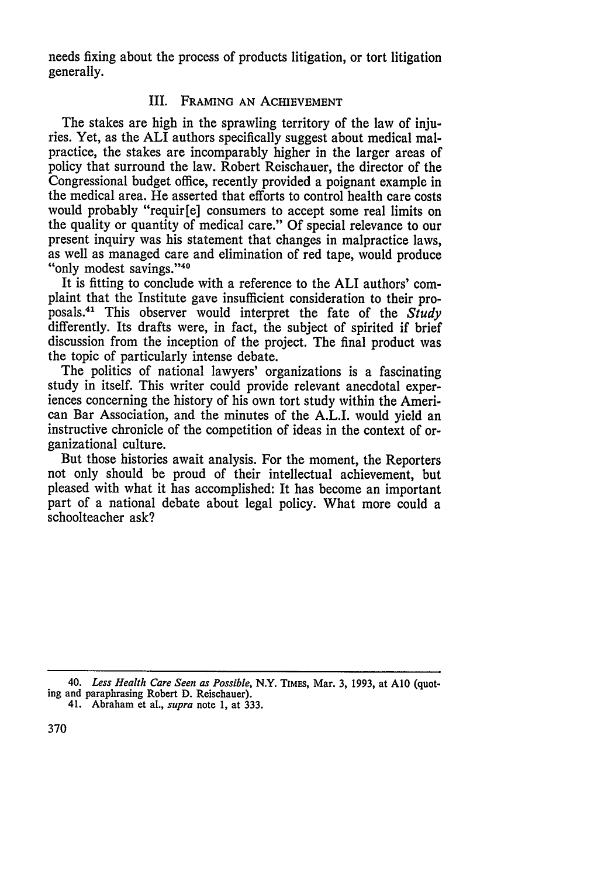needs fixing about the process of products litigation, or tort litigation generally.

## III. FRAMING AN ACHIEVEMENT

The stakes are high in the sprawling territory of the law of injuries. Yet, as the ALI authors specifically suggest about medical malpractice, the stakes are incomparably higher in the larger areas of policy that surround the law. Robert Reischauer, the director of the Congressional budget office, recently provided a poignant example in the medical area. He asserted that efforts to control health care costs would probably "requir[e] consumers to accept some real limits on the quality or quantity of medical care." Of special relevance to our present inquiry was his statement that changes in malpractice laws, as well as managed care and elimination of red tape, would produce "only modest savings."[40]

It is fitting to conclude with a reference to the ALI authors' complaint that the Institute gave insufficient consideration to their proposals.[41] This observer would interpret the fate of the *Study* differently. Its drafts were, in fact, the subject of spirited if brief discussion from the inception of the project. The final product was the topic of particularly intense debate.

The politics of national lawyers' organizations is a fascinating study in itself. This writer could provide relevant anecdotal experiences concerning the history of his own tort study within the American Bar Association, and the minutes of the A.L.I. would yield an instructive chronicle of the competition of ideas in the context of organizational culture.

But those histories await analysis. For the moment, the Reporters not only should be proud of their intellectual achievement, but pleased with what it has accomplished: It has become an important part of a national debate about legal policy. What more could a schoolteacher ask?

---

40. *Less Health Care Seen as Possible*, N.Y. TIMES, Mar. 3, 1993, at A10 (quoting and paraphrasing Robert D. Reischauer).

41. Abraham et al., *supra* note 1, at 333.